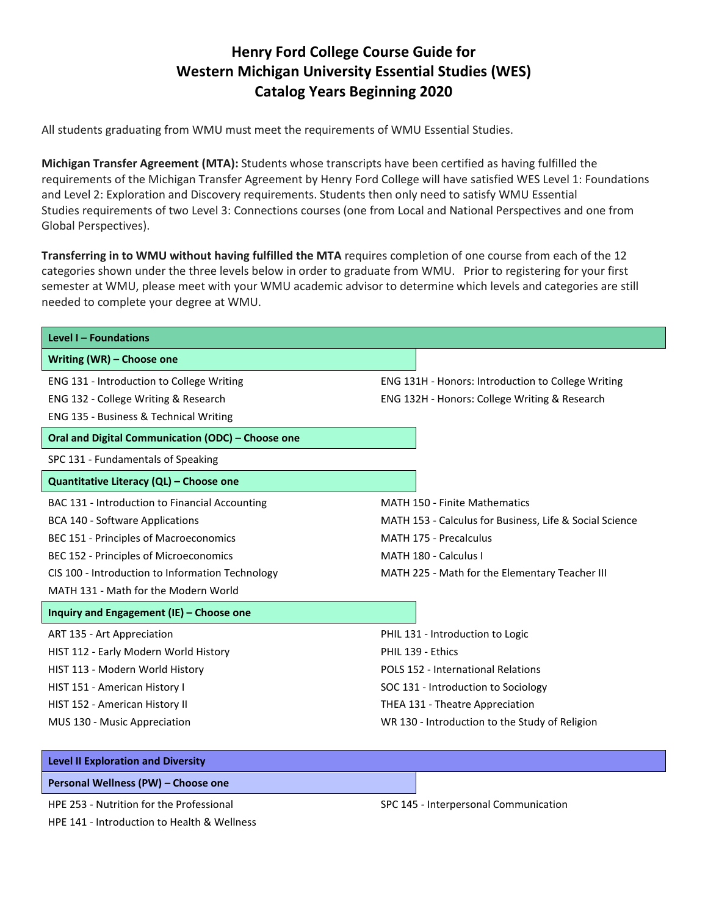# Henry Ford College Course Guide for Western Michigan University Essential Studies (WES) Catalog Years Beginning 2020

All students graduating from WMU must meet the requirements of WMU Essential Studies.

**Michigan Transfer Agreement (MTA):** Students whose transcripts have been certified as having fulfilled the requirements of the Michigan Transfer Agreement by Henry Ford College will have satisfied WES Level 1: Foundations and Level 2: Exploration and Discovery requirements. Students then only need to satisfy WMU Essential Studies requirements of two Level 3: Connections courses (one from Local and National Perspectives and one from Global Perspectives).

**Transferring in to WMU without having fulfilled the MTA** requires completion of one course from each of the 12 categories shown under the three levels below in order to graduate from WMU. Prior to registering for your first semester at WMU, please meet with your WMU academic advisor to determine which levels and categories are still needed to complete your degree at WMU.

## Level I – Foundations

### Writing (WR) – Choose one

- ENG 131 - Introduction to College Writing
- ENG 132 - College Writing & Research
- ENG 135 - Business & Technical Writing
- ENG 131H - Honors: Introduction to College Writing
- ENG 132H - Honors: College Writing & Research

### Oral and Digital Communication (ODC) – Choose one

- SPC 131 - Fundamentals of Speaking

### Quantitative Literacy (QL) – Choose one

- BAC 131 - Introduction to Financial Accounting
- BCA 140 - Software Applications
- BEC 151 - Principles of Macroeconomics
- BEC 152 - Principles of Microeconomics
- CIS 100 - Introduction to Information Technology
- MATH 131 - Math for the Modern World
- MATH 150 - Finite Mathematics
- MATH 153 - Calculus for Business, Life & Social Science
- MATH 175 - Precalculus
- MATH 180 - Calculus I
- MATH 225 - Math for the Elementary Teacher III

### Inquiry and Engagement (IE) – Choose one

- ART 135 - Art Appreciation
- HIST 112 - Early Modern World History
- HIST 113 - Modern World History
- HIST 151 - American History I
- HIST 152 - American History II
- MUS 130 - Music Appreciation
- PHIL 131 - Introduction to Logic
- PHIL 139 - Ethics
- POLS 152 - International Relations
- SOC 131 - Introduction to Sociology
- THEA 131 - Theatre Appreciation
- WR 130 - Introduction to the Study of Religion

## Level II Exploration and Diversity

### Personal Wellness (PW) – Choose one

- HPE 253 - Nutrition for the Professional
- HPE 141 - Introduction to Health & Wellness
- SPC 145 - Interpersonal Communication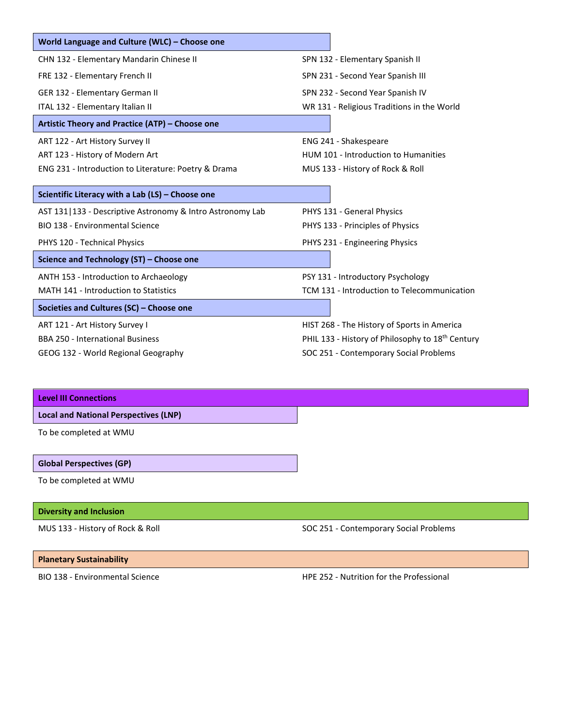### World Language and Culture (WLC) – Choose one

CHN 132 - Elementary Mandarin Chinese II
FRE 132 - Elementary French II
GER 132 - Elementary German II
ITAL 132 - Elementary Italian II
SPN 132 - Elementary Spanish II
SPN 231 - Second Year Spanish III
SPN 232 - Second Year Spanish IV
WR 131 - Religious Traditions in the World

### Artistic Theory and Practice (ATP) – Choose one

ART 122 - Art History Survey II
ART 123 - History of Modern Art
ENG 231 - Introduction to Literature: Poetry & Drama
ENG 241 - Shakespeare
HUM 101 - Introduction to Humanities
MUS 133 - History of Rock & Roll

### Scientific Literacy with a Lab (LS) – Choose one

AST 131|133 - Descriptive Astronomy & Intro Astronomy Lab
BIO 138 - Environmental Science
PHYS 120 - Technical Physics
PHYS 131 - General Physics
PHYS 133 - Principles of Physics
PHYS 231 - Engineering Physics

### Science and Technology (ST) – Choose one

ANTH 153 - Introduction to Archaeology
MATH 141 - Introduction to Statistics
PSY 131 - Introductory Psychology
TCM 131 - Introduction to Telecommunication

### Societies and Cultures (SC) – Choose one

ART 121 - Art History Survey I
BBA 250 - International Business
GEOG 132 - World Regional Geography
HIST 268 - The History of Sports in America
PHIL 133 - History of Philosophy to 18th Century
SOC 251 - Contemporary Social Problems

## Level III Connections

### Local and National Perspectives (LNP)

To be completed at WMU

### Global Perspectives (GP)

To be completed at WMU

## Diversity and Inclusion

MUS 133 - History of Rock & Roll
SOC 251 - Contemporary Social Problems

## Planetary Sustainability

BIO 138 - Environmental Science
HPE 252 - Nutrition for the Professional